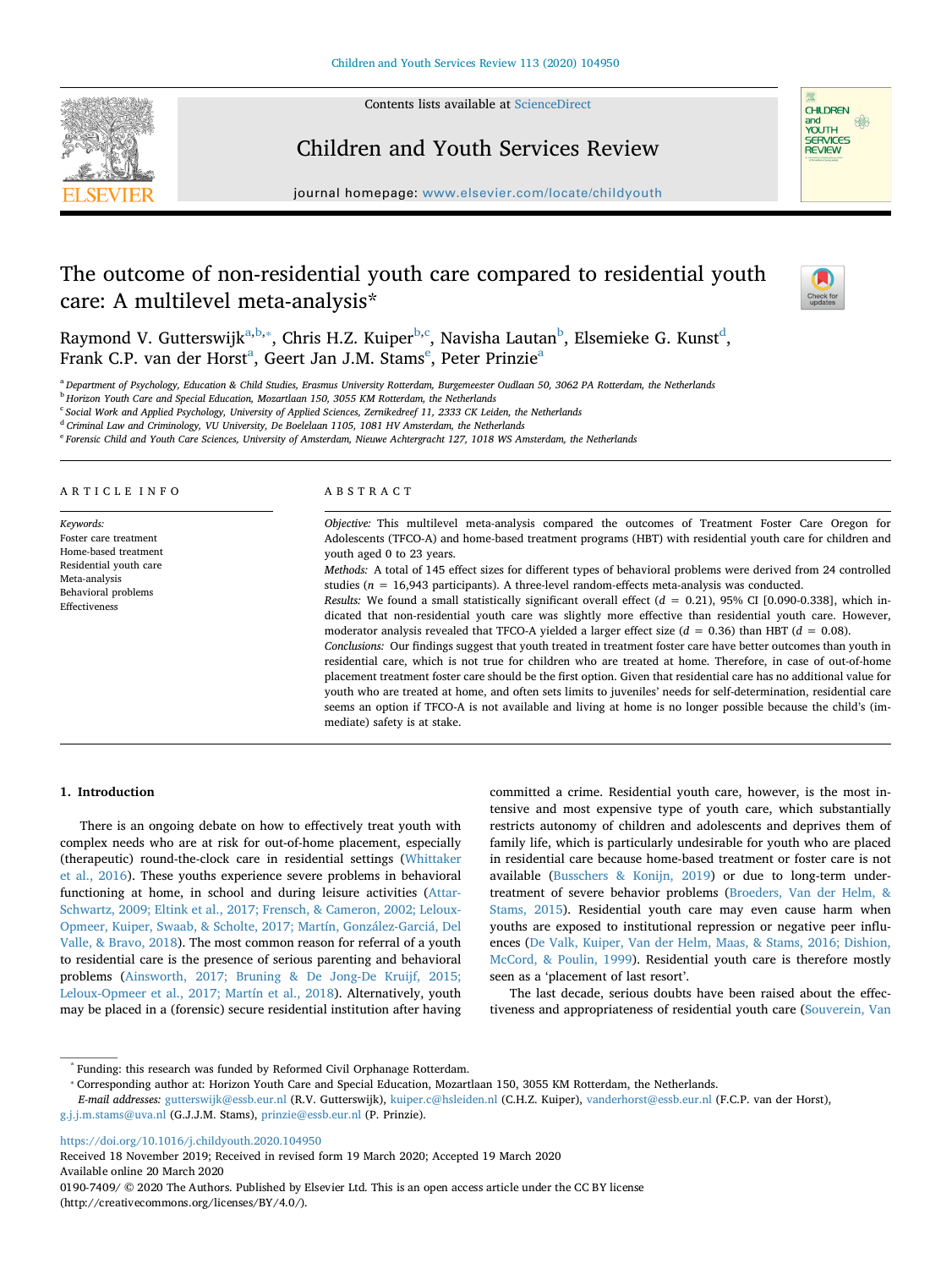Contents lists available at ScienceDirect

# Children and Youth Services Review

journal homepage: www.elsevier.com/locate/childyouth

# The outcome of non-residential youth care compared to residential youth care: A multilevel meta-analysis*

Raymond V. Gutterswijk[a,b,*], Chris H.Z. Kuiper[b,c], Navisha Lautan[b], Elsemieke G. Kunst[d], Frank C.P. van der Horst[a], Geert Jan J.M. Stams[e], Peter Prinzie[a]

[a] Department of Psychology, Education & Child Studies, Erasmus University Rotterdam, Burgemeester Oudlaan 50, 3062 PA Rotterdam, the Netherlands
[b] Horizon Youth Care and Special Education, Mozartlaan 150, 3055 KM Rotterdam, the Netherlands
[c] Social Work and Applied Psychology, University of Applied Sciences, Zernikedreef 11, 2333 CK Leiden, the Netherlands
[d] Criminal Law and Criminology, VU University, De Boelelaan 1105, 1081 HV Amsterdam, the Netherlands
[e] Forensic Child and Youth Care Sciences, University of Amsterdam, Nieuwe Achtergracht 127, 1018 WS Amsterdam, the Netherlands

## ARTICLE INFO

*Keywords:*
Foster care treatment
Home-based treatment
Residential youth care
Meta-analysis
Behavioral problems
Effectiveness

## ABSTRACT

*Objective:* This multilevel meta-analysis compared the outcomes of Treatment Foster Care Oregon for Adolescents (TFCO-A) and home-based treatment programs (HBT) with residential youth care for children and youth aged 0 to 23 years.

*Methods:* A total of 145 effect sizes for different types of behavioral problems were derived from 24 controlled studies ($n = 16{,}943$ participants). A three-level random-effects meta-analysis was conducted.

*Results:* We found a small statistically significant overall effect ($d = 0.21$), 95% CI [0.090-0.338], which indicated that non-residential youth care was slightly more effective than residential youth care. However, moderator analysis revealed that TFCO-A yielded a larger effect size ($d = 0.36$) than HBT ($d = 0.08$).

*Conclusions:* Our findings suggest that youth treated in treatment foster care have better outcomes than youth in residential care, which is not true for children who are treated at home. Therefore, in case of out-of-home placement treatment foster care should be the first option. Given that residential care has no additional value for youth who are treated at home, and often sets limits to juveniles' needs for self-determination, residential care seems an option if TFCO-A is not available and living at home is no longer possible because the child's (immediate) safety is at stake.

## 1. Introduction

There is an ongoing debate on how to effectively treat youth with complex needs who are at risk for out-of-home placement, especially (therapeutic) round-the-clock care in residential settings (Whittaker et al., 2016). These youths experience severe problems in behavioral functioning at home, in school and during leisure activities (Attar-Schwartz, 2009; Eltink et al., 2017; Frensch, & Cameron, 2002; Leloux-Opmeer, Kuiper, Swaab, & Scholte, 2017; Martín, González-García, Del Valle, & Bravo, 2018). The most common reason for referral of a youth to residential care is the presence of serious parenting and behavioral problems (Ainsworth, 2017; Bruning & De Jong-De Kruijf, 2015; Leloux-Opmeer et al., 2017; Martín et al., 2018). Alternatively, youth may be placed in a (forensic) secure residential institution after having committed a crime. Residential youth care, however, is the most intensive and most expensive type of youth care, which substantially restricts autonomy of children and adolescents and deprives them of family life, which is particularly undesirable for youth who are placed in residential care because home-based treatment or foster care is not available (Busschers & Konijn, 2019) or due to long-term undertreatment of severe behavior problems (Broeders, Van der Helm, & Stams, 2015). Residential youth care may even cause harm when youths are exposed to institutional repression or negative peer influences (De Valk, Kuiper, Van der Helm, Maas, & Stams, 2016; Dishion, McCord, & Poulin, 1999). Residential youth care is therefore mostly seen as a 'placement of last resort'.

The last decade, serious doubts have been raised about the effectiveness and appropriateness of residential youth care (Souverein, Van

---

* Funding: this research was funded by Reformed Civil Orphanage Rotterdam.
* Corresponding author at: Horizon Youth Care and Special Education, Mozartlaan 150, 3055 KM Rotterdam, the Netherlands.
*E-mail addresses:* gutterswijk@essb.eur.nl (R.V. Gutterswijk), kuiper.c@hsleiden.nl (C.H.Z. Kuiper), vanderhorst@essb.eur.nl (F.C.P. van der Horst), g.j.j.m.stams@uva.nl (G.J.J.M. Stams), prinzie@essb.eur.nl (P. Prinzie).

https://doi.org/10.1016/j.childyouth.2020.104950
Received 18 November 2019; Received in revised form 19 March 2020; Accepted 19 March 2020
Available online 20 March 2020
0190-7409/ © 2020 The Authors. Published by Elsevier Ltd. This is an open access article under the CC BY license (http://creativecommons.org/licenses/BY/4.0/).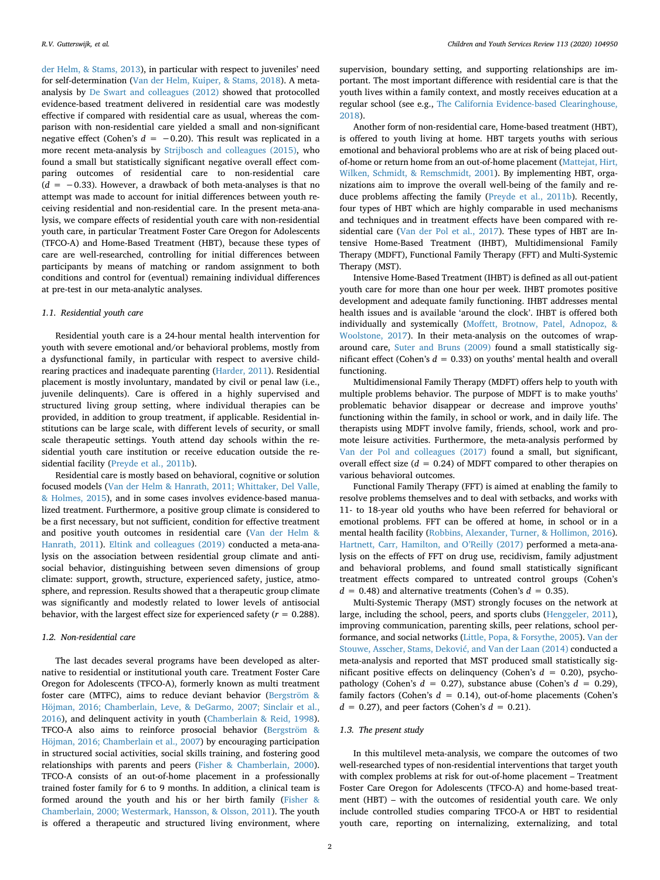der Helm, & Stams, 2013), in particular with respect to juveniles' need for self-determination (Van der Helm, Kuiper, & Stams, 2018). A meta-analysis by De Swart and colleagues (2012) showed that protocolled evidence-based treatment delivered in residential care was modestly effective if compared with residential care as usual, whereas the comparison with non-residential care yielded a small and non-significant negative effect (Cohen's $d = -0.20$). This result was replicated in a more recent meta-analysis by Strijbosch and colleagues (2015), who found a small but statistically significant negative overall effect comparing outcomes of residential care to non-residential care ($d = -0.33$). However, a drawback of both meta-analyses is that no attempt was made to account for initial differences between youth receiving residential and non-residential care. In the present meta-analysis, we compare effects of residential youth care with non-residential youth care, in particular Treatment Foster Care Oregon for Adolescents (TFCO-A) and Home-Based Treatment (HBT), because these types of care are well-researched, controlling for initial differences between participants by means of matching or random assignment to both conditions and control for (eventual) remaining individual differences at pre-test in our meta-analytic analyses.

### 1.1. Residential youth care

Residential youth care is a 24-hour mental health intervention for youth with severe emotional and/or behavioral problems, mostly from a dysfunctional family, in particular with respect to aversive child-rearing practices and inadequate parenting (Harder, 2011). Residential placement is mostly involuntary, mandated by civil or penal law (i.e., juvenile delinquents). Care is offered in a highly supervised and structured living group setting, where individual therapies can be provided, in addition to group treatment, if applicable. Residential institutions can be large scale, with different levels of security, or small scale therapeutic settings. Youth attend day schools within the residential youth care institution or receive education outside the residential facility (Preyde et al., 2011b).

Residential care is mostly based on behavioral, cognitive or solution focused models (Van der Helm & Hanrath, 2011; Whittaker, Del Valle, & Holmes, 2015), and in some cases involves evidence-based manualized treatment. Furthermore, a positive group climate is considered to be a first necessary, but not sufficient, condition for effective treatment and positive youth outcomes in residential care (Van der Helm & Hanrath, 2011). Eltink and colleagues (2019) conducted a meta-analysis on the association between residential group climate and antisocial behavior, distinguishing between seven dimensions of group climate: support, growth, structure, experienced safety, justice, atmosphere, and repression. Results showed that a therapeutic group climate was significantly and modestly related to lower levels of antisocial behavior, with the largest effect size for experienced safety ($r = 0.288$).

### 1.2. Non-residential care

The last decades several programs have been developed as alternative to residential or institutional youth care. Treatment Foster Care Oregon for Adolescents (TFCO-A), formerly known as multi treatment foster care (MTFC), aims to reduce deviant behavior (Bergström & Höjman, 2016; Chamberlain, Leve, & DeGarmo, 2007; Sinclair et al., 2016), and delinquent activity in youth (Chamberlain & Reid, 1998). TFCO-A also aims to reinforce prosocial behavior (Bergström & Höjman, 2016; Chamberlain et al., 2007) by encouraging participation in structured social activities, social skills training, and fostering good relationships with parents and peers (Fisher & Chamberlain, 2000). TFCO-A consists of an out-of-home placement in a professionally trained foster family for 6 to 9 months. In addition, a clinical team is formed around the youth and his or her birth family (Fisher & Chamberlain, 2000; Westermark, Hansson, & Olsson, 2011). The youth is offered a therapeutic and structured living environment, where supervision, boundary setting, and supporting relationships are important. The most important difference with residential care is that the youth lives within a family context, and mostly receives education at a regular school (see e.g., The California Evidence-based Clearinghouse, 2018).

Another form of non-residential care, Home-based treatment (HBT), is offered to youth living at home. HBT targets youths with serious emotional and behavioral problems who are at risk of being placed out-of-home or return home from an out-of-home placement (Mattejat, Hirt, Wilken, Schmidt, & Remschmidt, 2001). By implementing HBT, organizations aim to improve the overall well-being of the family and reduce problems affecting the family (Preyde et al., 2011b). Recently, four types of HBT which are highly comparable in used mechanisms and techniques and in treatment effects have been compared with residential care (Van der Pol et al., 2017). These types of HBT are Intensive Home-Based Treatment (IHBT), Multidimensional Family Therapy (MDFT), Functional Family Therapy (FFT) and Multi-Systemic Therapy (MST).

Intensive Home-Based Treatment (IHBT) is defined as all out-patient youth care for more than one hour per week. IHBT promotes positive development and adequate family functioning. IHBT addresses mental health issues and is available 'around the clock'. IHBT is offered both individually and systemically (Moffett, Brotnow, Patel, Adnopoz, & Woolstone, 2017). In their meta-analysis on the outcomes of wrap-around care, Suter and Bruns (2009) found a small statistically significant effect (Cohen's $d = 0.33$) on youths' mental health and overall functioning.

Multidimensional Family Therapy (MDFT) offers help to youth with multiple problems behavior. The purpose of MDFT is to make youths' problematic behavior disappear or decrease and improve youths' functioning within the family, in school or work, and in daily life. The therapists using MDFT involve family, friends, school, work and promote leisure activities. Furthermore, the meta-analysis performed by Van der Pol and colleagues (2017) found a small, but significant, overall effect size ($d = 0.24$) of MDFT compared to other therapies on various behavioral outcomes.

Functional Family Therapy (FFT) is aimed at enabling the family to resolve problems themselves and to deal with setbacks, and works with 11- to 18-year old youths who have been referred for behavioral or emotional problems. FFT can be offered at home, in school or in a mental health facility (Robbins, Alexander, Turner, & Hollimon, 2016). Hartnett, Carr, Hamilton, and O'Reilly (2017) performed a meta-analysis on the effects of FFT on drug use, recidivism, family adjustment and behavioral problems, and found small statistically significant treatment effects compared to untreated control groups (Cohen's $d = 0.48$) and alternative treatments (Cohen's $d = 0.35$).

Multi-Systemic Therapy (MST) strongly focuses on the network at large, including the school, peers, and sports clubs (Henggeler, 2011), improving communication, parenting skills, peer relations, school performance, and social networks (Little, Popa, & Forsythe, 2005). Van der Stouwe, Asscher, Stams, Deković, and Van der Laan (2014) conducted a meta-analysis and reported that MST produced small statistically significant positive effects on delinquency (Cohen's $d = 0.20$), psychopathology (Cohen's $d = 0.27$), substance abuse (Cohen's $d = 0.29$), family factors (Cohen's $d = 0.14$), out-of-home placements (Cohen's $d = 0.27$), and peer factors (Cohen's $d = 0.21$).

### 1.3. The present study

In this multilevel meta-analysis, we compare the outcomes of two well-researched types of non-residential interventions that target youth with complex problems at risk for out-of-home placement – Treatment Foster Care Oregon for Adolescents (TFCO-A) and home-based treatment (HBT) – with the outcomes of residential youth care. We only include controlled studies comparing TFCO-A or HBT to residential youth care, reporting on internalizing, externalizing, and total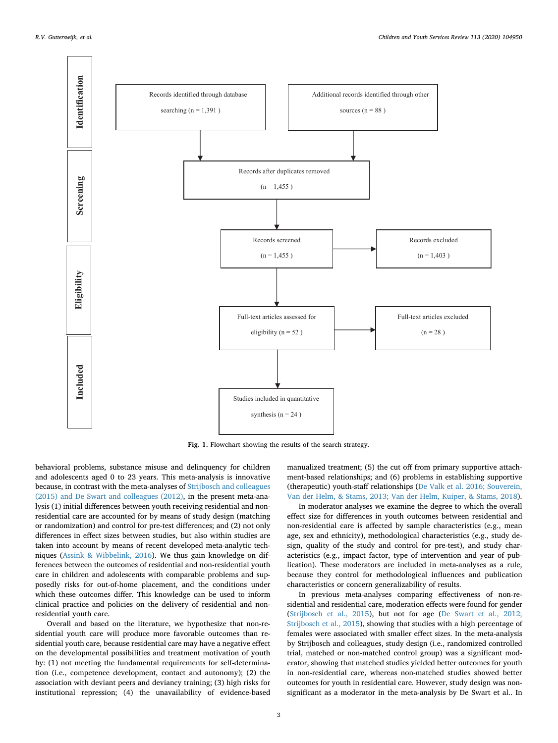| | |
|---|---|
| **Identification** | Records identified through database searching (n = 1,391 ) → Records after duplicates removed |
| | Additional records identified through other sources (n = 88 ) → Records after duplicates removed |
| **Screening** | Records after duplicates removed (n = 1,455 ) |
| | Records screened (n = 1,455 ) → Records excluded (n = 1,403 ) |
| **Eligibility** | Full-text articles assessed for eligibility (n = 52 ) → Full-text articles excluded (n = 28 ) |
| **Included** | Studies included in quantitative synthesis (n = 24 ) |

**Fig. 1.** Flowchart showing the results of the search strategy.

behavioral problems, substance misuse and delinquency for children and adolescents aged 0 to 23 years. This meta-analysis is innovative because, in contrast with the meta-analyses of Strijbosch and colleagues (2015) and De Swart and colleagues (2012), in the present meta-analysis (1) initial differences between youth receiving residential and non-residential care are accounted for by means of study design (matching or randomization) and control for pre-test differences; and (2) not only differences in effect sizes between studies, but also within studies are taken into account by means of recent developed meta-analytic techniques (Assink & Wibbelink, 2016). We thus gain knowledge on differences between the outcomes of residential and non-residential youth care in children and adolescents with comparable problems and supposedly risks for out-of-home placement, and the conditions under which these outcomes differ. This knowledge can be used to inform clinical practice and policies on the delivery of residential and non-residential youth care.

Overall and based on the literature, we hypothesize that non-residential youth care will produce more favorable outcomes than residential youth care, because residential care may have a negative effect on the developmental possibilities and treatment motivation of youth by: (1) not meeting the fundamental requirements for self-determination (i.e., competence development, contact and autonomy); (2) the association with deviant peers and deviancy training; (3) high risks for institutional repression; (4) the unavailability of evidence-based manualized treatment; (5) the cut off from primary supportive attachment-based relationships; and (6) problems in establishing supportive (therapeutic) youth-staff relationships (De Valk et al. 2016; Souverein, Van der Helm, & Stams, 2013; Van der Helm, Kuiper, & Stams, 2018).

In moderator analyses we examine the degree to which the overall effect size for differences in youth outcomes between residential and non-residential care is affected by sample characteristics (e.g., mean age, sex and ethnicity), methodological characteristics (e.g., study design, quality of the study and control for pre-test), and study characteristics (e.g., impact factor, type of intervention and year of publication). These moderators are included in meta-analyses as a rule, because they control for methodological influences and publication characteristics or concern generalizability of results.

In previous meta-analyses comparing effectiveness of non-residential and residential care, moderation effects were found for gender (Strijbosch et al., 2015), but not for age (De Swart et al., 2012; Strijbosch et al., 2015), showing that studies with a high percentage of females were associated with smaller effect sizes. In the meta-analysis by Strijbosch and colleagues, study design (i.e., randomized controlled trial, matched or non-matched control group) was a significant moderator, showing that matched studies yielded better outcomes for youth in non-residential care, whereas non-matched studies showed better outcomes for youth in residential care. However, study design was non-significant as a moderator in the meta-analysis by De Swart et al.. In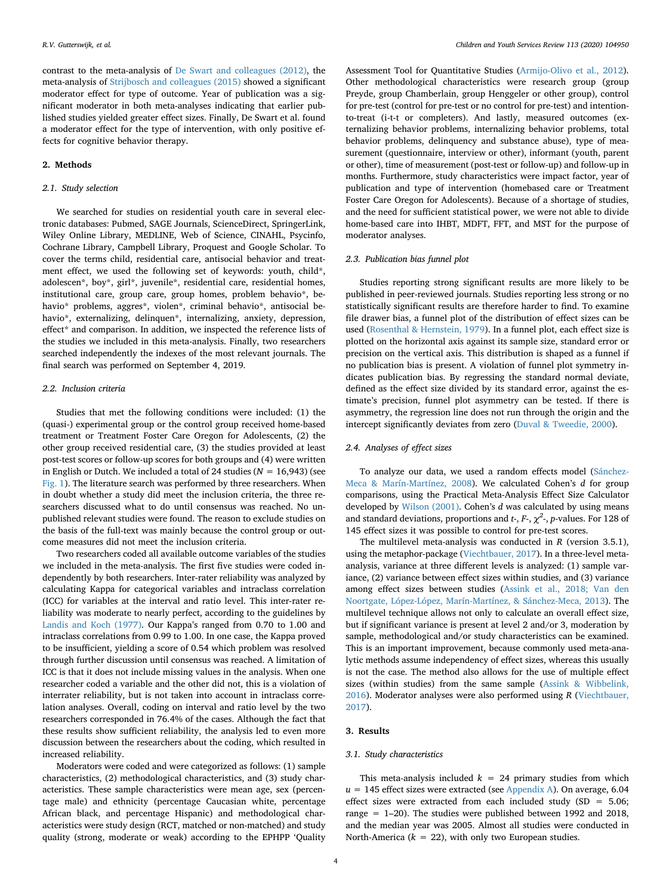contrast to the meta-analysis of De Swart and colleagues (2012), the meta-analysis of Strijbosch and colleagues (2015) showed a significant moderator effect for type of outcome. Year of publication was a significant moderator in both meta-analyses indicating that earlier published studies yielded greater effect sizes. Finally, De Swart et al. found a moderator effect for the type of intervention, with only positive effects for cognitive behavior therapy.

## 2. Methods

### 2.1. Study selection

We searched for studies on residential youth care in several electronic databases: Pubmed, SAGE Journals, ScienceDirect, SpringerLink, Wiley Online Library, MEDLINE, Web of Science, CINAHL, Psycinfo, Cochrane Library, Campbell Library, Proquest and Google Scholar. To cover the terms child, residential care, antisocial behavior and treatment effect, we used the following set of keywords: youth, child*, adolescen*, boy*, girl*, juvenile*, residential care, residential homes, institutional care, group care, group homes, problem behavio*, behavio* problems, aggres*, violen*, criminal behavio*, antisocial behavio*, externalizing, delinquen*, internalizing, anxiety, depression, effect* and comparison. In addition, we inspected the reference lists of the studies we included in this meta-analysis. Finally, two researchers searched independently the indexes of the most relevant journals. The final search was performed on September 4, 2019.

### 2.2. Inclusion criteria

Studies that met the following conditions were included: (1) the (quasi-) experimental group or the control group received home-based treatment or Treatment Foster Care Oregon for Adolescents, (2) the other group received residential care, (3) the studies provided at least post-test scores or follow-up scores for both groups and (4) were written in English or Dutch. We included a total of 24 studies ($N$ = 16,943) (see Fig. 1). The literature search was performed by three researchers. When in doubt whether a study did meet the inclusion criteria, the three researchers discussed what to do until consensus was reached. No unpublished relevant studies were found. The reason to exclude studies on the basis of the full-text was mainly because the control group or outcome measures did not meet the inclusion criteria.

Two researchers coded all available outcome variables of the studies we included in the meta-analysis. The first five studies were coded independently by both researchers. Inter-rater reliability was analyzed by calculating Kappa for categorical variables and intraclass correlation (ICC) for variables at the interval and ratio level. This inter-rater reliability was moderate to nearly perfect, according to the guidelines by Landis and Koch (1977). Our Kappa's ranged from 0.70 to 1.00 and intraclass correlations from 0.99 to 1.00. In one case, the Kappa proved to be insufficient, yielding a score of 0.54 which problem was resolved through further discussion until consensus was reached. A limitation of ICC is that it does not include missing values in the analysis. When one researcher coded a variable and the other did not, this is a violation of interrater reliability, but is not taken into account in intraclass correlation analyses. Overall, coding on interval and ratio level by the two researchers corresponded in 76.4% of the cases. Although the fact that these results show sufficient reliability, the analysis led to even more discussion between the researchers about the coding, which resulted in increased reliability.

Moderators were coded and were categorized as follows: (1) sample characteristics, (2) methodological characteristics, and (3) study characteristics. These sample characteristics were mean age, sex (percentage male) and ethnicity (percentage Caucasian white, percentage African black, and percentage Hispanic) and methodological characteristics were study design (RCT, matched or non-matched) and study quality (strong, moderate or weak) according to the EPHPP 'Quality Assessment Tool for Quantitative Studies (Armijo-Olivo et al., 2012). Other methodological characteristics were research group (group Preyde, group Chamberlain, group Henggeler or other group), control for pre-test (control for pre-test or no control for pre-test) and intention-to-treat (i-t-t or completers). And lastly, measured outcomes (externalizing behavior problems, internalizing behavior problems, total behavior problems, delinquency and substance abuse), type of measurement (questionnaire, interview or other), informant (youth, parent or other), time of measurement (post-test or follow-up) and follow-up in months. Furthermore, study characteristics were impact factor, year of publication and type of intervention (homebased care or Treatment Foster Care Oregon for Adolescents). Because of a shortage of studies, and the need for sufficient statistical power, we were not able to divide home-based care into IHBT, MDFT, FFT, and MST for the purpose of moderator analyses.

### 2.3. Publication bias funnel plot

Studies reporting strong significant results are more likely to be published in peer-reviewed journals. Studies reporting less strong or no statistically significant results are therefore harder to find. To examine file drawer bias, a funnel plot of the distribution of effect sizes can be used (Rosenthal & Hernstein, 1979). In a funnel plot, each effect size is plotted on the horizontal axis against its sample size, standard error or precision on the vertical axis. This distribution is shaped as a funnel if no publication bias is present. A violation of funnel plot symmetry indicates publication bias. By regressing the standard normal deviate, defined as the effect size divided by its standard error, against the estimate's precision, funnel plot asymmetry can be tested. If there is asymmetry, the regression line does not run through the origin and the intercept significantly deviates from zero (Duval & Tweedie, 2000).

### 2.4. Analyses of effect sizes

To analyze our data, we used a random effects model (Sánchez-Meca & Marín-Martínez, 2008). We calculated Cohen's $d$ for group comparisons, using the Practical Meta-Analysis Effect Size Calculator developed by Wilson (2001). Cohen's $d$ was calculated by using means and standard deviations, proportions and $t$-, $F$-, $\chi^2$-, $p$-values. For 128 of 145 effect sizes it was possible to control for pre-test scores.

The multilevel meta-analysis was conducted in $R$ (version 3.5.1), using the metafor-package (Viechtbauer, 2017). In a three-level meta-analysis, variance at three different levels is analyzed: (1) sample variance, (2) variance between effect sizes within studies, and (3) variance among effect sizes between studies (Assink et al., 2018; Van den Noortgate, López-López, Marín-Martínez, & Sánchez-Meca, 2013). The multilevel technique allows not only to calculate an overall effect size, but if significant variance is present at level 2 and/or 3, moderation by sample, methodological and/or study characteristics can be examined. This is an important improvement, because commonly used meta-analytic methods assume independency of effect sizes, whereas this usually is not the case. The method also allows for the use of multiple effect sizes (within studies) from the same sample (Assink & Wibbelink, 2016). Moderator analyses were also performed using $R$ (Viechtbauer, 2017).

## 3. Results

### 3.1. Study characteristics

This meta-analysis included $k$ = 24 primary studies from which $u$ = 145 effect sizes were extracted (see Appendix A). On average, 6.04 effect sizes were extracted from each included study (SD = 5.06; range = 1–20). The studies were published between 1992 and 2018, and the median year was 2005. Almost all studies were conducted in North-America ($k$ = 22), with only two European studies.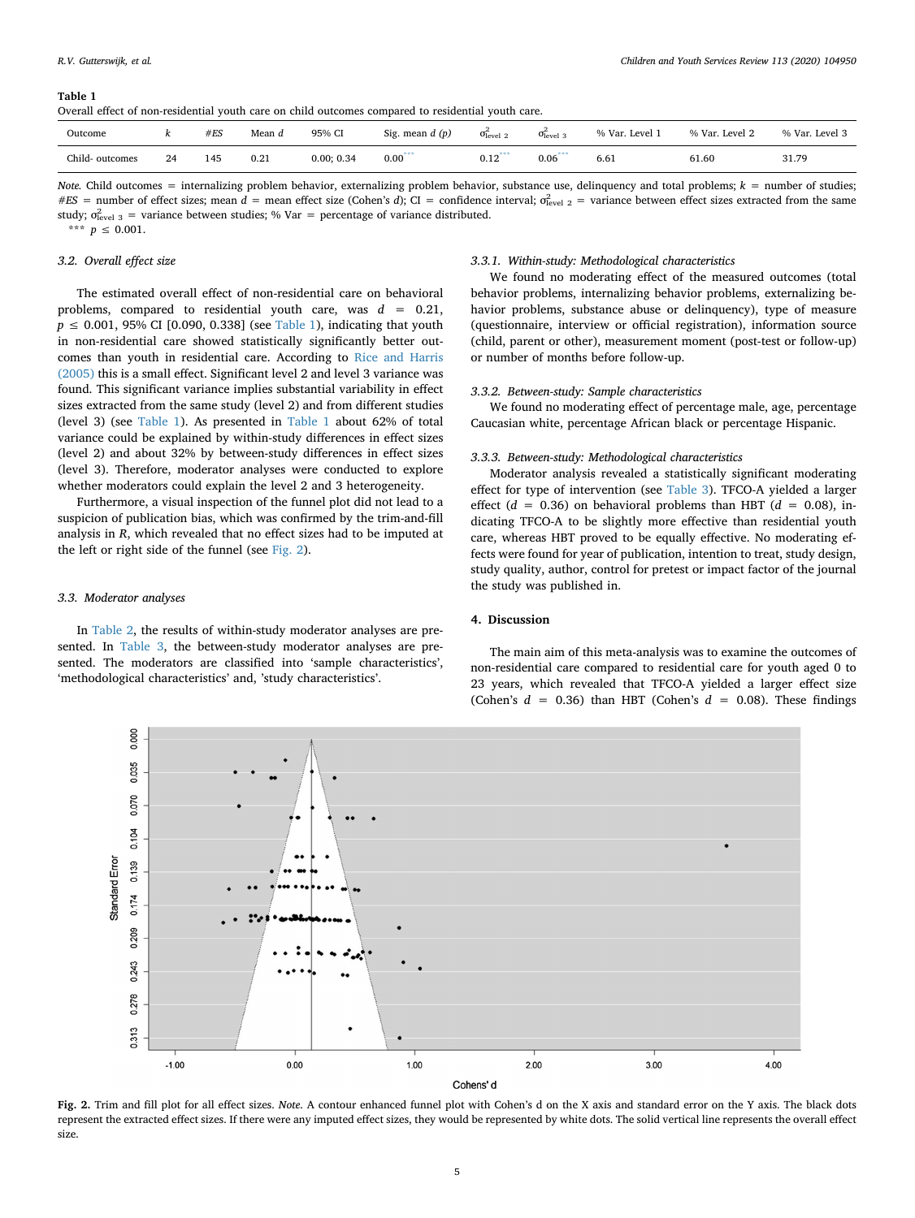**Table 1**
Overall effect of non-residential youth care on child outcomes compared to residential youth care.

| Outcome | k | #ES | Mean d | 95% CI | Sig. mean d (p) | $\sigma^2_{\text{level 2}}$ | $\sigma^2_{\text{level 3}}$ | % Var. Level 1 | % Var. Level 2 | % Var. Level 3 |
|---|---|---|---|---|---|---|---|---|---|---|
| Child- outcomes | 24 | 145 | 0.21 | 0.00; 0.34 | 0.00*** | 0.12*** | 0.06*** | 6.61 | 61.60 | 31.79 |

*Note.* Child outcomes = internalizing problem behavior, externalizing problem behavior, substance use, delinquency and total problems; *k* = number of studies; *#ES* = number of effect sizes; mean *d* = mean effect size (Cohen's *d*); CI = confidence interval; $\sigma^2_{\text{level 2}}$ = variance between effect sizes extracted from the same study; $\sigma^2_{\text{level 3}}$ = variance between studies; % Var = percentage of variance distributed.
*** $p \leq 0.001$.

### 3.2. Overall effect size

The estimated overall effect of non-residential care on behavioral problems, compared to residential youth care, was $d = 0.21$, $p \leq 0.001$, 95% CI [0.090, 0.338] (see Table 1), indicating that youth in non-residential care showed statistically significantly better outcomes than youth in residential care. According to Rice and Harris (2005) this is a small effect. Significant level 2 and level 3 variance was found. This significant variance implies substantial variability in effect sizes extracted from the same study (level 2) and from different studies (level 3) (see Table 1). As presented in Table 1 about 62% of total variance could be explained by within-study differences in effect sizes (level 2) and about 32% by between-study differences in effect sizes (level 3). Therefore, moderator analyses were conducted to explore whether moderators could explain the level 2 and 3 heterogeneity.

Furthermore, a visual inspection of the funnel plot did not lead to a suspicion of publication bias, which was confirmed by the trim-and-fill analysis in *R*, which revealed that no effect sizes had to be imputed at the left or right side of the funnel (see Fig. 2).

### 3.3. Moderator analyses

In Table 2, the results of within-study moderator analyses are presented. In Table 3, the between-study moderator analyses are presented. The moderators are classified into 'sample characteristics', 'methodological characteristics' and, 'study characteristics'.

#### 3.3.1. Within-study: Methodological characteristics

We found no moderating effect of the measured outcomes (total behavior problems, internalizing behavior problems, externalizing behavior problems, substance abuse or delinquency), type of measure (questionnaire, interview or official registration), information source (child, parent or other), measurement moment (post-test or follow-up) or number of months before follow-up.

#### 3.3.2. Between-study: Sample characteristics

We found no moderating effect of percentage male, age, percentage Caucasian white, percentage African black or percentage Hispanic.

#### 3.3.3. Between-study: Methodological characteristics

Moderator analysis revealed a statistically significant moderating effect for type of intervention (see Table 3). TFCO-A yielded a larger effect ($d = 0.36$) on behavioral problems than HBT ($d = 0.08$), indicating TFCO-A to be slightly more effective than residential youth care, whereas HBT proved to be equally effective. No moderating effects were found for year of publication, intention to treat, study design, study quality, author, control for pretest or impact factor of the journal the study was published in.

## 4. Discussion

The main aim of this meta-analysis was to examine the outcomes of non-residential care compared to residential care for youth aged 0 to 23 years, which revealed that TFCO-A yielded a larger effect size (Cohen's $d = 0.36$) than HBT (Cohen's $d = 0.08$). These findings

**Fig. 2.** Trim and fill plot for all effect sizes. *Note.* A contour enhanced funnel plot with Cohen's d on the X axis and standard error on the Y axis. The black dots represent the extracted effect sizes. If there were any imputed effect sizes, they would be represented by white dots. The solid vertical line represents the overall effect size.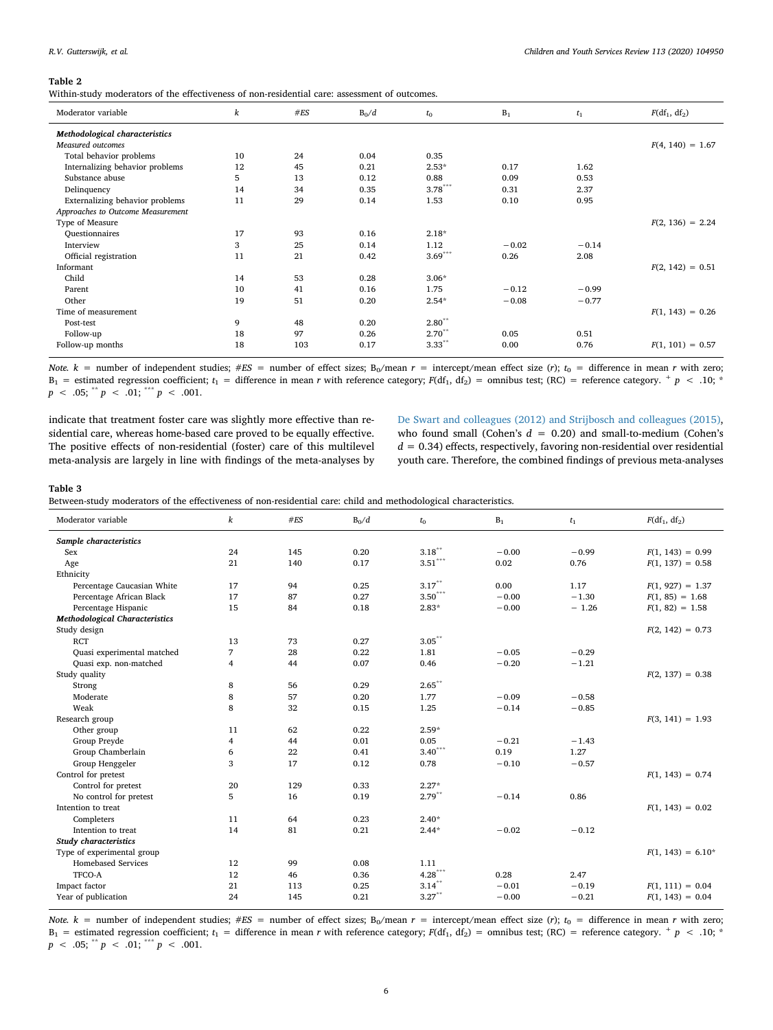**Table 2**
Within-study moderators of the effectiveness of non-residential care: assessment of outcomes.

| Moderator variable | $k$ | $\#ES$ | $B_0/d$ | $t_0$ | $B_1$ | $t_1$ | $F(df_1, df_2)$ |
|---|---|---|---|---|---|---|---|
| ***Methodological characteristics*** | | | | | | | |
| *Measured outcomes* | | | | | | | $F(4, 140) = 1.67$ |
| Total behavior problems | 10 | 24 | 0.04 | 0.35 | | | |
| Internalizing behavior problems | 12 | 45 | 0.21 | 2.53* | 0.17 | 1.62 | |
| Substance abuse | 5 | 13 | 0.12 | 0.88 | 0.09 | 0.53 | |
| Delinquency | 14 | 34 | 0.35 | 3.78*** | 0.31 | 2.37 | |
| Externalizing behavior problems | 11 | 29 | 0.14 | 1.53 | 0.10 | 0.95 | |
| *Approaches to Outcome Measurement* | | | | | | | |
| Type of Measure | | | | | | | $F(2, 136) = 2.24$ |
| Questionnaires | 17 | 93 | 0.16 | 2.18* | | | |
| Interview | 3 | 25 | 0.14 | 1.12 | −0.02 | −0.14 | |
| Official registration | 11 | 21 | 0.42 | 3.69*** | 0.26 | 2.08 | |
| Informant | | | | | | | $F(2, 142) = 0.51$ |
| Child | 14 | 53 | 0.28 | 3.06* | | | |
| Parent | 10 | 41 | 0.16 | 1.75 | −0.12 | −0.99 | |
| Other | 19 | 51 | 0.20 | 2.54* | −0.08 | −0.77 | |
| Time of measurement | | | | | | | $F(1, 143) = 0.26$ |
| Post-test | 9 | 48 | 0.20 | 2.80** | | | |
| Follow-up | 18 | 97 | 0.26 | 2.70** | 0.05 | 0.51 | |
| Follow-up months | 18 | 103 | 0.17 | 3.33** | 0.00 | 0.76 | $F(1, 101) = 0.57$ |

*Note.* $k$ = number of independent studies; $\#ES$ = number of effect sizes; $B_0$/mean $r$ = intercept/mean effect size ($r$); $t_0$ = difference in mean $r$ with zero; $B_1$ = estimated regression coefficient; $t_1$ = difference in mean $r$ with reference category; $F(df_1, df_2)$ = omnibus test; (RC) = reference category. + $p < .10$; * $p < .05$; ** $p < .01$; *** $p < .001$.

indicate that treatment foster care was slightly more effective than residential care, whereas home-based care proved to be equally effective. The positive effects of non-residential (foster) care of this multilevel meta-analysis are largely in line with findings of the meta-analyses by De Swart and colleagues (2012) and Strijbosch and colleagues (2015), who found small (Cohen's $d = 0.20$) and small-to-medium (Cohen's $d = 0.34$) effects, respectively, favoring non-residential over residential youth care. Therefore, the combined findings of previous meta-analyses

**Table 3**
Between-study moderators of the effectiveness of non-residential care: child and methodological characteristics.

| Moderator variable | $k$ | $\#ES$ | $B_0/d$ | $t_0$ | $B_1$ | $t_1$ | $F(df_1, df_2)$ |
|---|---|---|---|---|---|---|---|
| ***Sample characteristics*** | | | | | | | |
| Sex | 24 | 145 | 0.20 | 3.18** | −0.00 | −0.99 | $F(1, 143) = 0.99$ |
| Age | 21 | 140 | 0.17 | 3.51*** | 0.02 | 0.76 | $F(1, 137) = 0.58$ |
| Ethnicity | | | | | | | |
| Percentage Caucasian White | 17 | 94 | 0.25 | 3.17** | 0.00 | 1.17 | $F(1, 927) = 1.37$ |
| Percentage African Black | 17 | 87 | 0.27 | 3.50*** | −0.00 | −1.30 | $F(1, 85) = 1.68$ |
| Percentage Hispanic | 15 | 84 | 0.18 | 2.83* | −0.00 | − 1.26 | $F(1, 82) = 1.58$ |
| ***Methodological Characteristics*** | | | | | | | |
| Study design | | | | | | | $F(2, 142) = 0.73$ |
| RCT | 13 | 73 | 0.27 | 3.05** | | | |
| Quasi experimental matched | 7 | 28 | 0.22 | 1.81 | −0.05 | −0.29 | |
| Quasi exp. non-matched | 4 | 44 | 0.07 | 0.46 | −0.20 | −1.21 | |
| Study quality | | | | | | | $F(2, 137) = 0.38$ |
| Strong | 8 | 56 | 0.29 | 2.65** | | | |
| Moderate | 8 | 57 | 0.20 | 1.77 | −0.09 | −0.58 | |
| Weak | 8 | 32 | 0.15 | 1.25 | −0.14 | −0.85 | |
| Research group | | | | | | | $F(3, 141) = 1.93$ |
| Other group | 11 | 62 | 0.22 | 2.59* | | | |
| Group Preyde | 4 | 44 | 0.01 | 0.05 | −0.21 | −1.43 | |
| Group Chamberlain | 6 | 22 | 0.41 | 3.40*** | 0.19 | 1.27 | |
| Group Henggeler | 3 | 17 | 0.12 | 0.78 | −0.10 | −0.57 | |
| Control for pretest | | | | | | | $F(1, 143) = 0.74$ |
| Control for pretest | 20 | 129 | 0.33 | 2.27* | | | |
| No control for pretest | 5 | 16 | 0.19 | 2.79** | −0.14 | 0.86 | |
| Intention to treat | | | | | | | $F(1, 143) = 0.02$ |
| Completers | 11 | 64 | 0.23 | 2.40* | | | |
| Intention to treat | 14 | 81 | 0.21 | 2.44* | −0.02 | −0.12 | |
| ***Study characteristics*** | | | | | | | |
| Type of experimental group | | | | | | | $F(1, 143) = 6.10*$ |
| Homebased Services | 12 | 99 | 0.08 | 1.11 | | | |
| TFCO-A | 12 | 46 | 0.36 | 4.28*** | 0.28 | 2.47 | |
| Impact factor | 21 | 113 | 0.25 | 3.14** | −0.01 | −0.19 | $F(1, 111) = 0.04$ |
| Year of publication | 24 | 145 | 0.21 | 3.27** | −0.00 | −0.21 | $F(1, 143) = 0.04$ |

*Note.* $k$ = number of independent studies; $\#ES$ = number of effect sizes; $B_0$/mean $r$ = intercept/mean effect size ($r$); $t_0$ = difference in mean $r$ with zero; $B_1$ = estimated regression coefficient; $t_1$ = difference in mean $r$ with reference category; $F(df_1, df_2)$ = omnibus test; (RC) = reference category. + $p < .10$; * $p < .05$; ** $p < .01$; *** $p < .001$.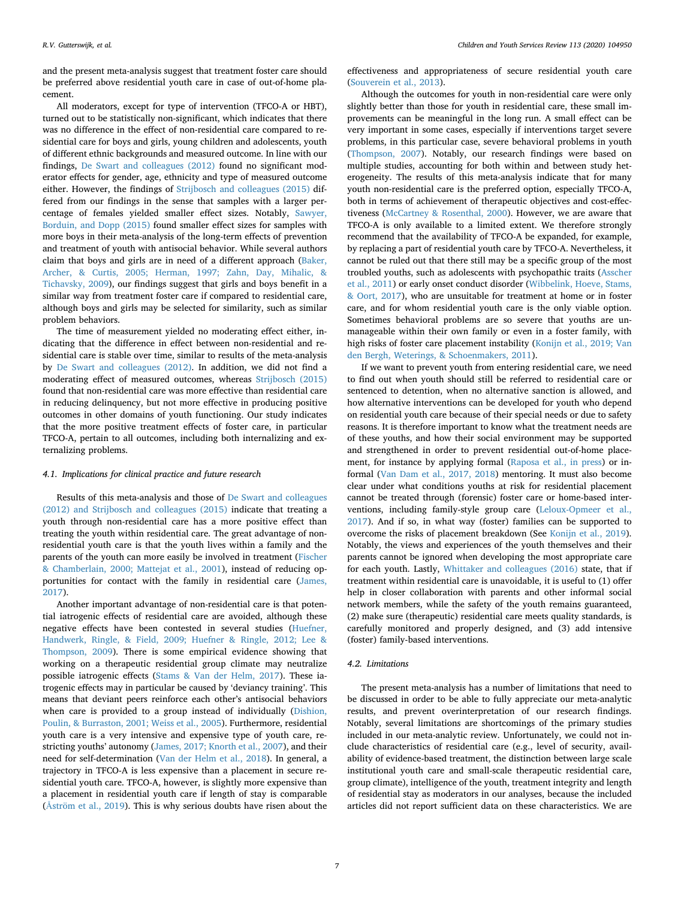and the present meta-analysis suggest that treatment foster care should be preferred above residential youth care in case of out-of-home placement.

All moderators, except for type of intervention (TFCO-A or HBT), turned out to be statistically non-significant, which indicates that there was no difference in the effect of non-residential care compared to residential care for boys and girls, young children and adolescents, youth of different ethnic backgrounds and measured outcome. In line with our findings, De Swart and colleagues (2012) found no significant moderator effects for gender, age, ethnicity and type of measured outcome either. However, the findings of Strijbosch and colleagues (2015) differed from our findings in the sense that samples with a larger percentage of females yielded smaller effect sizes. Notably, Sawyer, Borduin, and Dopp (2015) found smaller effect sizes for samples with more boys in their meta-analysis of the long-term effects of prevention and treatment of youth with antisocial behavior. While several authors claim that boys and girls are in need of a different approach (Baker, Archer, & Curtis, 2005; Herman, 1997; Zahn, Day, Mihalic, & Tichavsky, 2009), our findings suggest that girls and boys benefit in a similar way from treatment foster care if compared to residential care, although boys and girls may be selected for similarity, such as similar problem behaviors.

The time of measurement yielded no moderating effect either, indicating that the difference in effect between non-residential and residential care is stable over time, similar to results of the meta-analysis by De Swart and colleagues (2012). In addition, we did not find a moderating effect of measured outcomes, whereas Strijbosch (2015) found that non-residential care was more effective than residential care in reducing delinquency, but not more effective in producing positive outcomes in other domains of youth functioning. Our study indicates that the more positive treatment effects of foster care, in particular TFCO-A, pertain to all outcomes, including both internalizing and externalizing problems.

### 4.1. Implications for clinical practice and future research

Results of this meta-analysis and those of De Swart and colleagues (2012) and Strijbosch and colleagues (2015) indicate that treating a youth through non-residential care has a more positive effect than treating the youth within residential care. The great advantage of non-residential youth care is that the youth lives within a family and the parents of the youth can more easily be involved in treatment (Fischer & Chamberlain, 2000; Mattejat et al., 2001), instead of reducing opportunities for contact with the family in residential care (James, 2017).

Another important advantage of non-residential care is that potential iatrogenic effects of residential care are avoided, although these negative effects have been contested in several studies (Huefner, Handwerk, Ringle, & Field, 2009; Huefner & Ringle, 2012; Lee & Thompson, 2009). There is some empirical evidence showing that working on a therapeutic residential group climate may neutralize possible iatrogenic effects (Stams & Van der Helm, 2017). These iatrogenic effects may in particular be caused by 'deviancy training'. This means that deviant peers reinforce each other's antisocial behaviors when care is provided to a group instead of individually (Dishion, Poulin, & Burraston, 2001; Weiss et al., 2005). Furthermore, residential youth care is a very intensive and expensive type of youth care, restricting youths' autonomy (James, 2017; Knorth et al., 2007), and their need for self-determination (Van der Helm et al., 2018). In general, a trajectory in TFCO-A is less expensive than a placement in secure residential youth care. TFCO-A, however, is slightly more expensive than a placement in residential youth care if length of stay is comparable (Åström et al., 2019). This is why serious doubts have risen about the effectiveness and appropriateness of secure residential youth care (Souverein et al., 2013).

Although the outcomes for youth in non-residential care were only slightly better than those for youth in residential care, these small improvements can be meaningful in the long run. A small effect can be very important in some cases, especially if interventions target severe problems, in this particular case, severe behavioral problems in youth (Thompson, 2007). Notably, our research findings were based on multiple studies, accounting for both within and between study heterogeneity. The results of this meta-analysis indicate that for many youth non-residential care is the preferred option, especially TFCO-A, both in terms of achievement of therapeutic objectives and cost-effectiveness (McCartney & Rosenthal, 2000). However, we are aware that TFCO-A is only available to a limited extent. We therefore strongly recommend that the availability of TFCO-A be expanded, for example, by replacing a part of residential youth care by TFCO-A. Nevertheless, it cannot be ruled out that there still may be a specific group of the most troubled youths, such as adolescents with psychopathic traits (Asscher et al., 2011) or early onset conduct disorder (Wibbelink, Hoeve, Stams, & Oort, 2017), who are unsuitable for treatment at home or in foster care, and for whom residential youth care is the only viable option. Sometimes behavioral problems are so severe that youths are unmanageable within their own family or even in a foster family, with high risks of foster care placement instability (Konijn et al., 2019; Van den Bergh, Weterings, & Schoenmakers, 2011).

If we want to prevent youth from entering residential care, we need to find out when youth should still be referred to residential care or sentenced to detention, when no alternative sanction is allowed, and how alternative interventions can be developed for youth who depend on residential youth care because of their special needs or due to safety reasons. It is therefore important to know what the treatment needs are of these youths, and how their social environment may be supported and strengthened in order to prevent residential out-of-home placement, for instance by applying formal (Raposa et al., in press) or informal (Van Dam et al., 2017, 2018) mentoring. It must also become clear under what conditions youths at risk for residential placement cannot be treated through (forensic) foster care or home-based interventions, including family-style group care (Leloux-Opmeer et al., 2017). And if so, in what way (foster) families can be supported to overcome the risks of placement breakdown (See Konijn et al., 2019). Notably, the views and experiences of the youth themselves and their parents cannot be ignored when developing the most appropriate care for each youth. Lastly, Whittaker and colleagues (2016) state, that if treatment within residential care is unavoidable, it is useful to (1) offer help in closer collaboration with parents and other informal social network members, while the safety of the youth remains guaranteed, (2) make sure (therapeutic) residential care meets quality standards, is carefully monitored and properly designed, and (3) add intensive (foster) family-based interventions.

### 4.2. Limitations

The present meta-analysis has a number of limitations that need to be discussed in order to be able to fully appreciate our meta-analytic results, and prevent overinterpretation of our research findings. Notably, several limitations are shortcomings of the primary studies included in our meta-analytic review. Unfortunately, we could not include characteristics of residential care (e.g., level of security, availability of evidence-based treatment, the distinction between large scale institutional youth care and small-scale therapeutic residential care, group climate), intelligence of the youth, treatment integrity and length of residential stay as moderators in our analyses, because the included articles did not report sufficient data on these characteristics. We are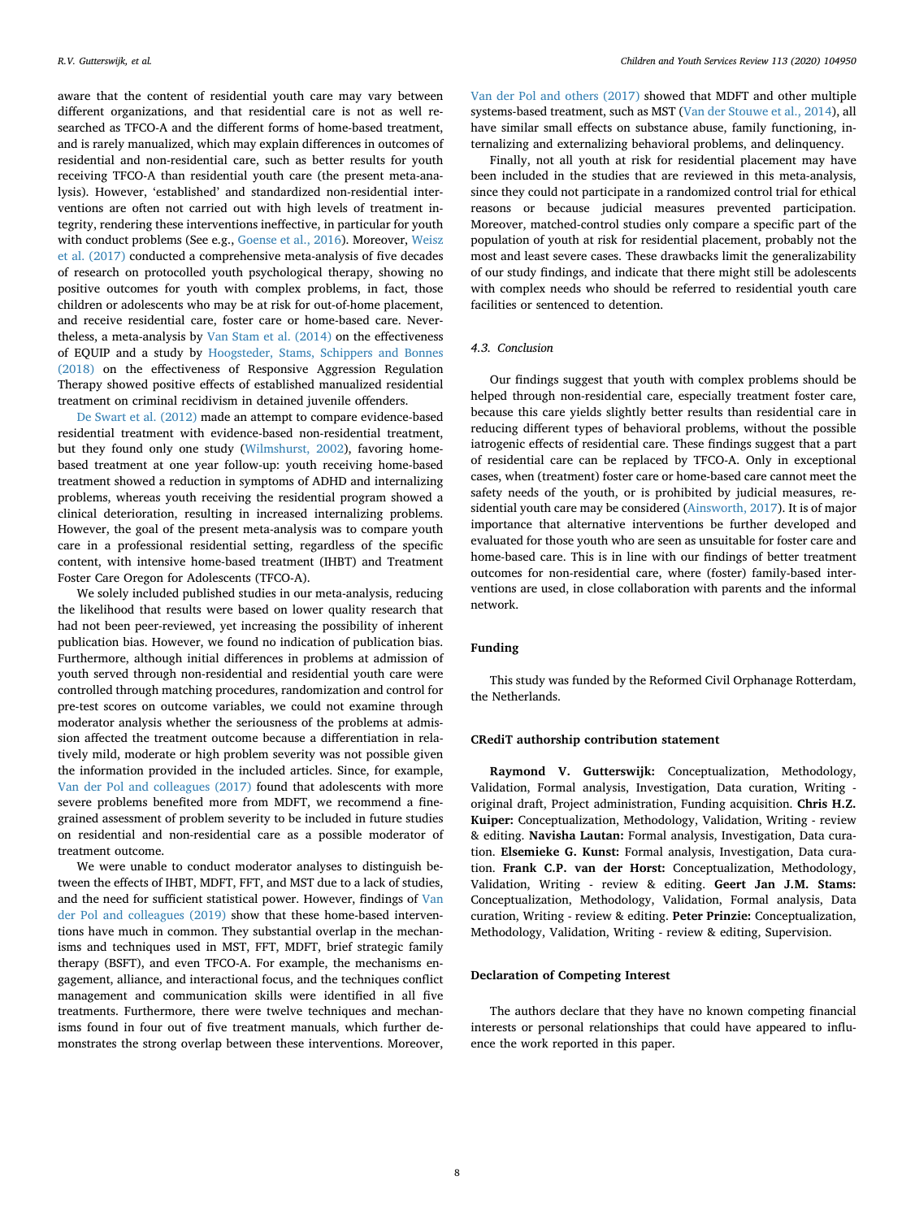aware that the content of residential youth care may vary between different organizations, and that residential care is not as well researched as TFCO-A and the different forms of home-based treatment, and is rarely manualized, which may explain differences in outcomes of residential and non-residential care, such as better results for youth receiving TFCO-A than residential youth care (the present meta-analysis). However, 'established' and standardized non-residential interventions are often not carried out with high levels of treatment integrity, rendering these interventions ineffective, in particular for youth with conduct problems (See e.g., Goense et al., 2016). Moreover, Weisz et al. (2017) conducted a comprehensive meta-analysis of five decades of research on protocolled youth psychological therapy, showing no positive outcomes for youth with complex problems, in fact, those children or adolescents who may be at risk for out-of-home placement, and receive residential care, foster care or home-based care. Nevertheless, a meta-analysis by Van Stam et al. (2014) on the effectiveness of EQUIP and a study by Hoogsteder, Stams, Schippers and Bonnes (2018) on the effectiveness of Responsive Aggression Regulation Therapy showed positive effects of established manualized residential treatment on criminal recidivism in detained juvenile offenders.

De Swart et al. (2012) made an attempt to compare evidence-based residential treatment with evidence-based non-residential treatment, but they found only one study (Wilmshurst, 2002), favoring home-based treatment at one year follow-up: youth receiving home-based treatment showed a reduction in symptoms of ADHD and internalizing problems, whereas youth receiving the residential program showed a clinical deterioration, resulting in increased internalizing problems. However, the goal of the present meta-analysis was to compare youth care in a professional residential setting, regardless of the specific content, with intensive home-based treatment (IHBT) and Treatment Foster Care Oregon for Adolescents (TFCO-A).

We solely included published studies in our meta-analysis, reducing the likelihood that results were based on lower quality research that had not been peer-reviewed, yet increasing the possibility of inherent publication bias. However, we found no indication of publication bias. Furthermore, although initial differences in problems at admission of youth served through non-residential and residential youth care were controlled through matching procedures, randomization and control for pre-test scores on outcome variables, we could not examine through moderator analysis whether the seriousness of the problems at admission affected the treatment outcome because a differentiation in relatively mild, moderate or high problem severity was not possible given the information provided in the included articles. Since, for example, Van der Pol and colleagues (2017) found that adolescents with more severe problems benefited more from MDFT, we recommend a fine-grained assessment of problem severity to be included in future studies on residential and non-residential care as a possible moderator of treatment outcome.

We were unable to conduct moderator analyses to distinguish between the effects of IHBT, MDFT, FFT, and MST due to a lack of studies, and the need for sufficient statistical power. However, findings of Van der Pol and colleagues (2019) show that these home-based interventions have much in common. They substantial overlap in the mechanisms and techniques used in MST, FFT, MDFT, brief strategic family therapy (BSFT), and even TFCO-A. For example, the mechanisms engagement, alliance, and interactional focus, and the techniques conflict management and communication skills were identified in all five treatments. Furthermore, there were twelve techniques and mechanisms found in four out of five treatment manuals, which further demonstrates the strong overlap between these interventions. Moreover, Van der Pol and others (2017) showed that MDFT and other multiple systems-based treatment, such as MST (Van der Stouwe et al., 2014), all have similar small effects on substance abuse, family functioning, internalizing and externalizing behavioral problems, and delinquency.

Finally, not all youth at risk for residential placement may have been included in the studies that are reviewed in this meta-analysis, since they could not participate in a randomized control trial for ethical reasons or because judicial measures prevented participation. Moreover, matched-control studies only compare a specific part of the population of youth at risk for residential placement, probably not the most and least severe cases. These drawbacks limit the generalizability of our study findings, and indicate that there might still be adolescents with complex needs who should be referred to residential youth care facilities or sentenced to detention.

### 4.3. Conclusion

Our findings suggest that youth with complex problems should be helped through non-residential care, especially treatment foster care, because this care yields slightly better results than residential care in reducing different types of behavioral problems, without the possible iatrogenic effects of residential care. These findings suggest that a part of residential care can be replaced by TFCO-A. Only in exceptional cases, when (treatment) foster care or home-based care cannot meet the safety needs of the youth, or is prohibited by judicial measures, residential youth care may be considered (Ainsworth, 2017). It is of major importance that alternative interventions be further developed and evaluated for those youth who are seen as unsuitable for foster care and home-based care. This is in line with our findings of better treatment outcomes for non-residential care, where (foster) family-based interventions are used, in close collaboration with parents and the informal network.

## Funding

This study was funded by the Reformed Civil Orphanage Rotterdam, the Netherlands.

## CRediT authorship contribution statement

**Raymond V. Gutterswijk:** Conceptualization, Methodology, Validation, Formal analysis, Investigation, Data curation, Writing - original draft, Project administration, Funding acquisition. **Chris H.Z. Kuiper:** Conceptualization, Methodology, Validation, Writing - review & editing. **Navisha Lautan:** Formal analysis, Investigation, Data curation. **Elsemieke G. Kunst:** Formal analysis, Investigation, Data curation. **Frank C.P. van der Horst:** Conceptualization, Methodology, Validation, Writing - review & editing. **Geert Jan J.M. Stams:** Conceptualization, Methodology, Validation, Formal analysis, Data curation, Writing - review & editing. **Peter Prinzie:** Conceptualization, Methodology, Validation, Writing - review & editing, Supervision.

## Declaration of Competing Interest

The authors declare that they have no known competing financial interests or personal relationships that could have appeared to influence the work reported in this paper.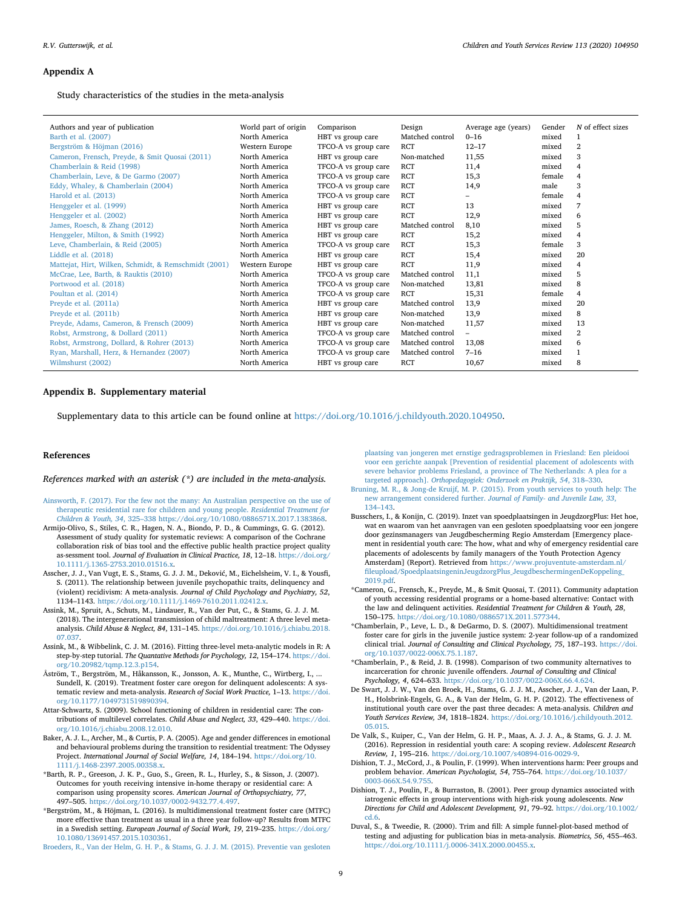## Appendix A

Study characteristics of the studies in the meta-analysis

| Authors and year of publication | World part of origin | Comparison | Design | Average age (years) | Gender | N of effect sizes |
|---|---|---|---|---|---|---|
| Barth et al. (2007) | North America | HBT vs group care | Matched control | 0–16 | mixed | 1 |
| Bergström & Höjman (2016) | Western Europe | TFCO-A vs group care | RCT | 12–17 | mixed | 2 |
| Cameron, Frensch, Preyde, & Smit Quosai (2011) | North America | HBT vs group care | Non-matched | 11,55 | mixed | 3 |
| Chamberlain & Reid (1998) | North America | TFCO-A vs group care | RCT | 11,4 | mixed | 4 |
| Chamberlain, Leve, & De Garmo (2007) | North America | TFCO-A vs group care | RCT | 15,3 | female | 4 |
| Eddy, Whaley, & Chamberlain (2004) | North America | TFCO-A vs group care | RCT | 14,9 | male | 3 |
| Harold et al. (2013) | North America | TFCO-A vs group care | RCT | – | female | 4 |
| Henggeler et al. (1999) | North America | HBT vs group care | RCT | 13 | mixed | 7 |
| Henggeler et al. (2002) | North America | HBT vs group care | RCT | 12,9 | mixed | 6 |
| James, Roesch, & Zhang (2012) | North America | HBT vs group care | Matched control | 8,10 | mixed | 5 |
| Henggeler, Milton, & Smith (1992) | North America | HBT vs group care | RCT | 15,2 | mixed | 4 |
| Leve, Chamberlain, & Reid (2005) | North America | TFCO-A vs group care | RCT | 15,3 | female | 3 |
| Liddle et al. (2018) | North America | HBT vs group care | RCT | 15,4 | mixed | 20 |
| Mattejat, Hirt, Wilken, Schmidt, & Remschmidt (2001) | Western Europe | HBT vs group care | RCT | 11,9 | mixed | 4 |
| McCrae, Lee, Barth, & Rauktis (2010) | North America | TFCO-A vs group care | Matched control | 11,1 | mixed | 5 |
| Portwood et al. (2018) | North America | TFCO-A vs group care | Non-matched | 13,81 | mixed | 8 |
| Poultan et al. (2014) | North America | TFCO-A vs group care | RCT | 15,31 | female | 4 |
| Preyde et al. (2011a) | North America | HBT vs group care | Matched control | 13,9 | mixed | 20 |
| Preyde et al. (2011b) | North America | HBT vs group care | Non-matched | 13,9 | mixed | 8 |
| Preyde, Adams, Cameron, & Frensch (2009) | North America | HBT vs group care | Non-matched | 11,57 | mixed | 13 |
| Robst, Armstrong, & Dollard (2011) | North America | TFCO-A vs group care | Matched control | – | mixed | 2 |
| Robst, Armstrong, Dollard, & Rohrer (2013) | North America | TFCO-A vs group care | Matched control | 13,08 | mixed | 6 |
| Ryan, Marshall, Herz, & Hernandez (2007) | North America | TFCO-A vs group care | Matched control | 7–16 | mixed | 1 |
| Wilmshurst (2002) | North America | HBT vs group care | RCT | 10,67 | mixed | 8 |

## Appendix B. Supplementary material

Supplementary data to this article can be found online at https://doi.org/10.1016/j.childyouth.2020.104950.

## References

*References marked with an asterisk (*) are included in the meta-analysis.*

Ainsworth, F. (2017). For the few not the many: An Australian perspective on the use of therapeutic residential care for children and young people. *Residential Treatment for Children & Youth, 34*, 325–338 https://doi.org/10.1080/0886571X.2017.1383868.

Armijo-Olivo, S., Stiles, C. R., Hagen, N. A., Biondo, P. D., & Cummings, G. G. (2012). Assessment of study quality for systematic reviews: A comparison of the Cochrane collaboration risk of bias tool and the effective public health practice project quality as-sessment tool. *Journal of Evaluation in Clinical Practice, 18*, 12–18. https://doi.org/10.1111/j.1365-2753.2010.01516.x.

Asscher, J. J., Van Vugt, E. S., Stams, G. J. J. M., Deković, M., Eichelsheim, V. I., & Yousfi, S. (2011). The relationship between juvenile psychopathic traits, delinquency and (violent) recidivism: A meta-analysis. *Journal of Child Psychology and Psychiatry, 52*, 1134–1143. https://doi.org/10.1111/j.1469-7610.2011.02412.x.

Assink, M., Spruit, A., Schuts, M., Lindauer, R., Van der Put, C., & Stams, G. J. J. M. (2018). The intergenerational transmission of child maltreatment: A three level meta-analysis. *Child Abuse & Neglect, 84*, 131–145. https://doi.org/10.1016/j.chiabu.2018.07.037.

Assink, M., & Wibbelink, C. J. M. (2016). Fitting three-level meta-analytic models in R: A step-by-step tutorial. *The Quantative Methods for Psychology, 12*, 154–174. https://doi.org/10.20982/tqmp.12.3.p154.

Åström, T., Bergström, M., Håkansson, K., Jonsson, A. K., Munthe, C., Wirtberg, I., ... Sundell, K. (2019). Treatment foster care oregon for delinquent adolescents: A systematic review and meta-analysis. *Research of Social Work Practice*, 1–13. https://doi.org/10.1177/1049731519890394.

Attar-Schwartz, S. (2009). School functioning of children in residential care: The contributions of multilevel correlates. *Child Abuse and Neglect, 33*, 429–440. https://doi.org/10.1016/j.chiabu.2008.12.010.

Baker, A. J. L., Archer, M., & Curtis, P. A. (2005). Age and gender differences in emotional and behavioural problems during the transition to residential treatment: The Odyssey Project. *International Journal of Social Welfare, 14*, 184–194. https://doi.org/10.1111/j.1468-2397.2005.00358.x.

*Barth, R. P., Greeson, J. K. P., Guo, S., Green, R. L., Hurley, S., & Sisson, J. (2007). Outcomes for youth receiving intensive in-home therapy or residential care: A comparison using propensity scores. *American Journal of Orthopsychiatry, 77*, 497–505. https://doi.org/10.1037/0002-9432.77.4.497.

*Bergström, M., & Höjman, L. (2016). Is multidimensional treatment foster care (MTFC) more effective than treatment as usual in a three year follow-up? Results from MTFC in a Swedish setting. *European Journal of Social Work, 19*, 219–235. https://doi.org/10.1080/13691457.2015.1030361.

Broeders, R., Van der Helm, G. H. P., & Stams, G. J. J. M. (2015). Preventie van gesloten plaatsing van jongeren met ernstige gedragsproblemen in Friesland: Een pleidooi voor een gerichte aanpak [Prevention of residential placement of adolescents with severe behavior problems Friesland, a province of The Netherlands: A plea for a targeted approach]. *Orthopedagogiek: Onderzoek en Praktijk, 54*, 318–330.

Bruning, M. R., & Jong-de Kruijf, M. P. (2015). From youth services to youth help: The new arrangement considered further. *Journal of Family- and Juvenile Law, 33*, 134–143.

Busschers, I., & Konijn, C. (2019). Inzet van spoedplaatsingen in JeugdzorgPlus: Het hoe, wat en waarom van het aanvragen van een gesloten spoedplaatsing voor een jongere door gezinsmanagers van Jeugdbescherming Regio Amsterdam [Emergency placement in residential youth care: The how, what and why of emergency residential care placements of adolescents by family managers of the Youth Protection Agency Amsterdam] (Report). Retrieved from https://www.projuventute-amsterdam.nl/fileupload/SpoedplaatsingeninJeugdzorgPlus_JeugdbeschermingenDeKoppeling_2019.pdf.

*Cameron, G., Frensch, K., Preyde, M., & Smit Quosai, T. (2011). Community adaptation of youth accessing residential programs or a home-based alternative: Contact with the law and delinquent activities. *Residential Treatment for Children & Youth, 28*, 150–175. https://doi.org/10.1080/0886571X.2011.577344.

*Chamberlain, P., Leve, L. D., & DeGarmo, D. S. (2007). Multidimensional treatment foster care for girls in the juvenile justice system: 2-year follow-up of a randomized clinical trial. *Journal of Consulting and Clinical Psychology, 75*, 187–193. https://doi.org/10.1037/0022-006X.75.1.187.

*Chamberlain, P., & Reid, J. B. (1998). Comparison of two community alternatives to incarceration for chronic juvenile offenders. *Journal of Consulting and Clinical Psychology, 4*, 624–633. https://doi.org/10.1037/0022-006X.66.4.624.

De Swart, J. J. W., Van den Broek, H., Stams, G. J. J. M., Asscher, J. J., Van der Laan, P. H., Holsbrink-Engels, G. A., & Van der Helm, G. H. P. (2012). The effectiveness of institutional youth care over the past three decades: A meta-analysis. *Children and Youth Services Review, 34*, 1818–1824. https://doi.org/10.1016/j.childyouth.2012.05.015.

De Valk, S., Kuiper, C., Van der Helm, G. H. P., Maas, A. J. J. A., & Stams, G. J. J. M. (2016). Repression in residential youth care: A scoping review. *Adolescent Research Review, 1*, 195–216. https://doi.org/10.1007/s40894-016-0029-9.

Dishion, T. J., McCord, J., & Poulin, F. (1999). When interventions harm: Peer groups and problem behavior. *American Psychologist, 54*, 755–764. https://doi.org/10.1037/0003-066X.54.9.755.

Dishion, T. J., Poulin, F., & Burraston, B. (2001). Peer group dynamics associated with iatrogenic effects in group interventions with high-risk young adolescents. *New Directions for Child and Adolescent Development, 91*, 79–92. https://doi.org/10.1002/cd.6.

Duval, S., & Tweedie, R. (2000). Trim and fill: A simple funnel-plot-based method of testing and adjusting for publication bias in meta-analysis. *Biometrics, 56*, 455–463. https://doi.org/10.1111/j.0006-341X.2000.00455.x.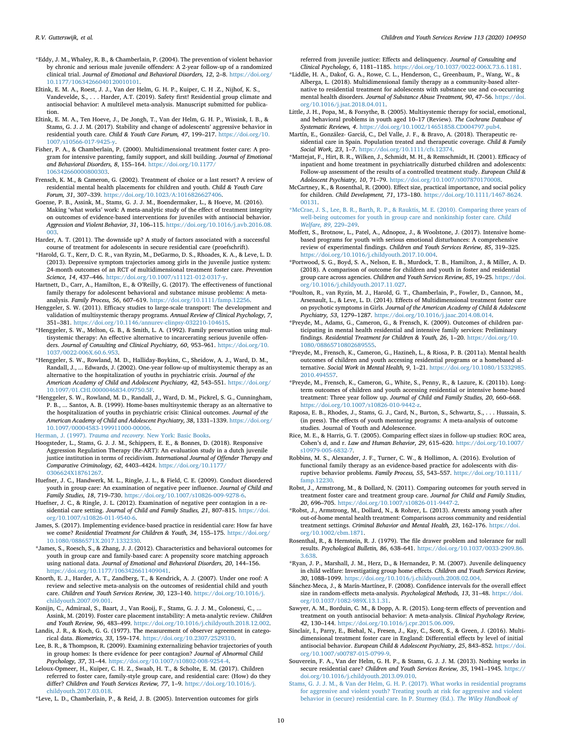*Eddy, J. M., Whaley, R. B., & Chamberlain, P. (2004). The prevention of violent behavior by chronic and serious male juvenile offenders: A 2-year follow-up of a randomized clinical trial. *Journal of Emotional and Behavioral Disorders, 12*, 2–8. https://doi.org/10.1177/10634266040120010101.

Eltink, E. M. A., Roest, J. J., Van der Helm, G. H. P., Kuiper, C. H .Z., Nijhof, K. S., Vandevelde, S., . . . Harder, A.T. (2019). Safety first! Residential group climate and antisocial behavior: A multilevel meta-analysis. Manuscript submitted for publication.

Eltink, E. M. A., Ten Hoeve, J., De Jongh, T., Van der Helm, G. H. P., Wissink, I. B., & Stams, G. J. J. M. (2017). Stability and change of adolescents' aggressive behavior in residential youth care. *Child & Youth Care Forum, 47*, 199–217. https://doi.org/10.1007/s10566-017-9425-y.

Fisher, P. A., & Chamberlain, P. (2000). Multidimensional treatment foster care: A program for intensive parenting, family support, and skill building. *Journal of Emotional and Behavioral Disorders, 8*, 155–164. https://doi.org/10.1177/106342660000800303.

Frensch, K. M., & Cameron, G. (2002). Treatment of choice or a last resort? A review of residential mental health placements for children and youth. *Child & Youth Care Forum, 31*, 307–339. https://doi.org/10.1023/A:1016826627406.

Goense, P. B., Assink, M., Stams, G. J. J. M., Boendermaker, L., & Hoeve, M. (2016). Making 'what works' work: A meta-analytic study of the effect of treatment integrity on outcomes of evidence-based interventions for juveniles with antisocial behavior. *Aggression and Violent Behavior, 31*, 106–115. https://doi.org/10.1016/j.avb.2016.08.003.

Harder, A. T. (2011). The downside up? A study of factors associated with a successful course of treatment for adolescents in secure residential care (proefschrift).

*Harold, G. T., Kerr, D. C. R., van Ryzin, M., DeGarmo, D. S., Rhoades, K. A., & Leve, L. D. (2013). Depressive symptom trajectories among girls in the juvenile justice system: 24-month outcomes of an RCT of multidimensional treatment foster care. *Prevention Science, 14*, 437–446. https://doi.org/10.1007/s11121-012-0317-y.

Hartnett, D., Carr, A., Hamilton, E., & O'Reilly, G. (2017). The effectiveness of functional family therapy for adolescent behavioral and substance misuse problems: A meta-analysis. *Family Process, 56*, 607–619. https://doi.org/10.1111/famp.12256.

Henggeler, S. W. (2011). Efficacy studies to large-scale transport: The development and validation of multisystemic therapy programs. *Annual Review of Clinical Psychology, 7*, 351–381. https://doi.org/10.1146/annurev-clinpsy-032210-104615.

*Henggeler, S. W., Melton, G. B., & Smith, L. A. (1992). Family preservation using multisystemic therapy: An effective alternative to incarcerating serious juvenile offenders. *Journal of Consulting and Clinical Psychiatry, 60*, 953–961. https://doi.org/10.1037/0022-006X.60.6.953.

*Henggeler, S. W., Rowland, M. D., Halliday-Boykins, C., Sheidow, A. J., Ward, D. M., Randall, J., ... Edwards, J. (2002). One-year follow-up of multisystemic therapy as an alternative to the hospitalization of youths in psychiatric crisis. *Journal of the American Academy of Child and Adolescent Psychiatry, 42*, 543–551. https://doi.org/10.1097/01.CHI.0000046834.09750.5F.

*Henggeler, S. W., Rowland, M. D., Randall, J., Ward, D. M., Pickrel, S. G., Cunningham, P. B., ... Santos, A. B. (1999). Home-bases multisystemic therapy as an alternative to the hospitalization of youths in psychiatric crisis: Clinical outcomes. *Journal of the American Academy of Child and Adolescent Psychiatry, 38*, 1331–1339. https://doi.org/10.1097/00004583-199911000-00006.

Herman, J. (1997). *Trauma and recovery.* New York: Basic Books.

Hoogsteder, L., Stams, G. J. J. M., Schippers, E. E., & Bonnes, D. (2018). Responsive Aggression Regulation Therapy (Re-ART): An evaluation study in a dutch juvenile justice institution in terms of recidivism. *International Journal of Offender Therapy and Comparative Criminology, 62*, 4403–4424. https://doi.org/10.1177/0306624X18761267.

Huefner, J. C., Handwerk, M. L., Ringle, J. L., & Field, C. E. (2009). Conduct disordered youth in group care: An examination of negative peer influence. *Journal of Child and Family Studies, 18*, 719–730. https://doi.org/10.1007/s10826-009-9278-6.

Huefner, J. C., & Ringle, J. L. (2012). Examination of negative peer contagion in a residential care setting. *Journal of Child and Family Studies, 21*, 807–815. https://doi.org/10.1007/s10826-011-9540-6.

James, S. (2017). Implementing evidence-based practice in residential care: How far have we come? *Residential Treatment for Children & Youth, 34*, 155–175. https://doi.org/10.1080/0886571X.2017.1332330.

*James, S., Roesch, S., & Zhang, J. J. (2012). Characteristics and behavioral outcomes for youth in group care and family-based care: A propensity score matching approach using national data. *Journal of Emotional and Behavioral Disorders, 20*, 144–156. https://doi.org/10.1177/1063426611409041.

Knorth, E. J., Harder, A. T., Zandberg, T., & Kendrick, A. J. (2007). Under one roof: A review and selective meta-analysis on the outcomes of residential child and youth care. *Children and Youth Services Review, 30*, 123–140. https://doi.org/10.1016/j.childyouth.2007.09.001.

Konijn, C., Admiraal, S., Baart, J., Van Rooij, F., Stams, G. J. J. M., Colonessi, C., ... Assink, M. (2019). Foster care placement instability: A meta-analytic review. *Children and Youth Review, 96*, 483–499. https://doi.org/10.1016/j.childyouth.2018.12.002.

Landis, J. R., & Koch, G. G. (1977). The measurement of observer agreement in categorical data. *Biometrics, 33*, 159–174. https://doi.org/10.2307/2529310.

Lee, B. R., & Thompson, R. (2009). Examining externalizing behavior trajectories of youth in group homes: Is there evidence for peer contagion? *Journal of Abnormal Child Psychology, 37*, 31–44. https://doi.org/10.1007/s10802-008-9254-4.

Leloux-Opmeer, H., Kuiper, C. H. Z., Swaab, H. T., & Scholte, E. M. (2017). Children referred to foster care, family-style group care, and residential care: (How) do they differ? *Children and Youth Services Review, 77*, 1–9. https://doi.org/10.1016/j.childyouth.2017.03.018.

*Leve, L. D., Chamberlain, P., & Reid, J. B. (2005). Intervention outcomes for girls referred from juvenile justice: Effects and delinquency. *Journal of Consulting and Clinical Psychology, 6*, 1181–1185. https://doi.org/10.1037/0022-006X.73.6.1181.

*Liddle, H. A., Dakof, G. A., Rowe, C. L., Henderson, C., Greenbaum, P., Wang, W., & Alberga, L. (2018). Multidimensional family therapy as a community-based alternative to residential treatment for adolescents with substance use and co-occurring mental health disorders. *Journal of Substance Abuse Treatment, 90*, 47–56. https://doi.org/10.1016/j.jsat.2018.04.011.

Little, J. H., Popa, M., & Forsythe, B. (2005). Multisystemic therapy for social, emotional, and behavioral problems in youth aged 10–17 (Review). *The Cochrane Database of Systematic Reviews, 4*. https://doi.org/10.1002/14651858.CD004797.pub4.

Martín, E., González- Garciá, C., Del Valle, J. F., & Bravo, A. (2018). Therapeutic residential care in Spain. Population treated and therapeutic coverage. *Child & Family Social Work, 23*, 1–7. https://doi.org/10.1111/cfs.12374.

*Mattejat, F., Hirt, B. R., Wilken, J., Schmidt, M. H., & Remschmidt, H. (2001). Efficacy of inpatient and home treatment in psychiatrically disturbed children and adolescents: Follow-up assessment of the results of a controlled treatment study. *European Child & Adolescent Psychiatry, 10*, 71–79. https://doi.org/10.1007/s007870170008.

McCartney, K., & Rosenthal, R. (2000). Effect size, practical importance, and social policy for children. *Child Development, 71*, 173–180. https://doi.org/10.1111/1467-8624.00131.

*McCrae, J. S., Lee, B. R., Barth, R. P., & Rauktis, M. E. (2010). Comparing three years of well-being outcomes for youth in group care and nonkinship foster care. *Child Welfare, 89*, 229–249.

Moffett, S., Brotnow, L., Patel, A., Adnopoz, J., & Woolstone, J. (2017). Intensive home-based programs for youth with serious emotional disturbances: A comprehensive review of experimental findings. *Children and Youth Services Review, 85*, 319–325. https://doi.org/10.1016/j.childyouth.2017.10.004.

*Portwood, S. G., Boyd, S. A., Nelson, E. B., Murdock, T. B., Hamilton, J., & Miller, A. D. (2018). A comparison of outcome for children and youth in foster and residential group care across agencies. *Children and Youth Services Review, 85*, 19–25. https://doi.org/10.1016/j.childyouth.2017.11.027.

*Poulton, R., van Ryzin, M. J., Harold, G. T., Chamberlain, P., Fowler, D., Cannon, M., Arsenault, L., & Leve, L. D. (2014). Effects of Multidimensional treatment foster care on psychotic symptoms in Girls. *Journal of the American Academy of Child & Adolescent Psychiatry, 53*, 1279–1287. https://doi.org/10.1016/j.jaac.2014.08.014.

*Preyde, M., Adams, G., Cameron, G., & Frensch, K. (2009). Outcomes of children participating in mental health residential and intensive family services: Preliminary findings. *Residential Treatment for Children & Youth, 26*, 1–20. https://doi.org/10.1080/08865710802689555.

*Preyde, M., Frensch, K., Cameron, G., Hazineh, L., & Riosa, P. B. (2011a). Mental health outcomes of children and youth accessing residential programs or a homebased alternative. *Social Work in Mental Health, 9*, 1–21. https://doi.org/10.1080/15332985.2010.494557.

*Preyde, M., Frensch, K., Cameron, G., White, S., Penny, R., & Lazure, K. (2011b). Long-term outcomes of children and youth accessing residential or intensive home-based treatment: Three year follow up. *Journal of Child and Family Studies, 20*, 660–668. https://doi.org/10.1007/s10826-010-9442-z.

Raposa, E. B., Rhodes, J., Stams, G. J., Card, N., Burton, S., Schwartz, S., . . . Hussain, S. (in press). The effects of youth mentoring programs: A meta-analysis of outcome studies. Journal of Youth and Adolescence.

Rice, M. E., & Harris, G. T. (2005). Comparing effect sizes in follow-up studies: ROC area, Cohen's d, and r. *Law and Human Behavior, 29*, 615–620. https://doi.org/10.1007/s10979-005-6832-7.

Robbins, M. S., Alexander, J. F., Turner, C. W., & Hollimon, A. (2016). Evolution of functional family therapy as an evidence-based practice for adolescents with disruptive behavior problems. *Family Process, 55*, 543–557. https://doi.org/10.1111/famp.12230.

Robst, J., Armstrong, M., & Dollard, N. (2011). Comparing outcomes for youth served in treatment foster care and treatment group care. *Journal for Child and Family Studies, 20*, 696–705. https://doi.org/10.1007/s10826-011-9447-2.

*Robst, J., Armstrong, M., Dollard, N., & Rohrer, L. (2013). Arrests among youth after out-of-home mental health treatment: Comparisons across community and residential treatment settings. *Criminal Behavior and Mental Health, 23*, 162–176. https://doi.org/10.1002/cbm.1871.

Rosenthal, R., & Herstein, R. J. (1979). The file drawer problem and tolerance for null results. *Psychological Bulletin, 86*, 638–641. https://doi.org/10.1037/0033-2909.86.3.638.

*Ryan, J. P., Marshall, J. M., Herz, D., & Hernandez, P. M. (2007). Juvenile delinquency in child welfare: Investigating group home effects. *Children and Youth Services Review, 30*, 1088–1099. https://doi.org/10.1016/j.childyouth.2008.02.004.

Sánchez-Meca, J., & Marín-Martínez, F. (2008). Confidence intervals for the overall effect size in random-effects meta-analysis. *Psychological Methods, 13*, 31–48. https://doi.org/10.1037/1082-989X.13.1.31.

Sawyer, A. M., Borduin, C. M., & Dopp, A. R. (2015). Long-term effects of prevention and treatment on youth antisocial behavior: A meta-analysis. *Clinical Psychology Review, 42*, 130–144. https://doi.org/10.1016/j.cpr.2015.06.009.

Sinclair, I., Parry, E., Biehal, N., Fresen, J., Kay, C., Scott, S., & Green, J. (2016). Multidimensional treatment foster care in England: Differential effects by level of initial antisocial behavior. *European Child & Adolescent Psychiatry, 25*, 843–852. https://doi.org/10.1007/s00787-015-0799-9.

Souverein, F. A., Van der Helm, G. H. P., & Stams, G. J. J. M. (2013). Nothing works in secure residential care? *Children and Youth Services Review, 35*, 1941–1945. https://doi.org/10.1016/j.childyouth.2013.09.010.

Stams, G. J. J. M., & Van der Helm, G. H. P. (2017). What works in residential programs for aggressive and violent youth? Treating youth at risk for aggressive and violent behavior in (secure) residential care. In P. Sturmey (Ed.). *The Wiley Handbook of*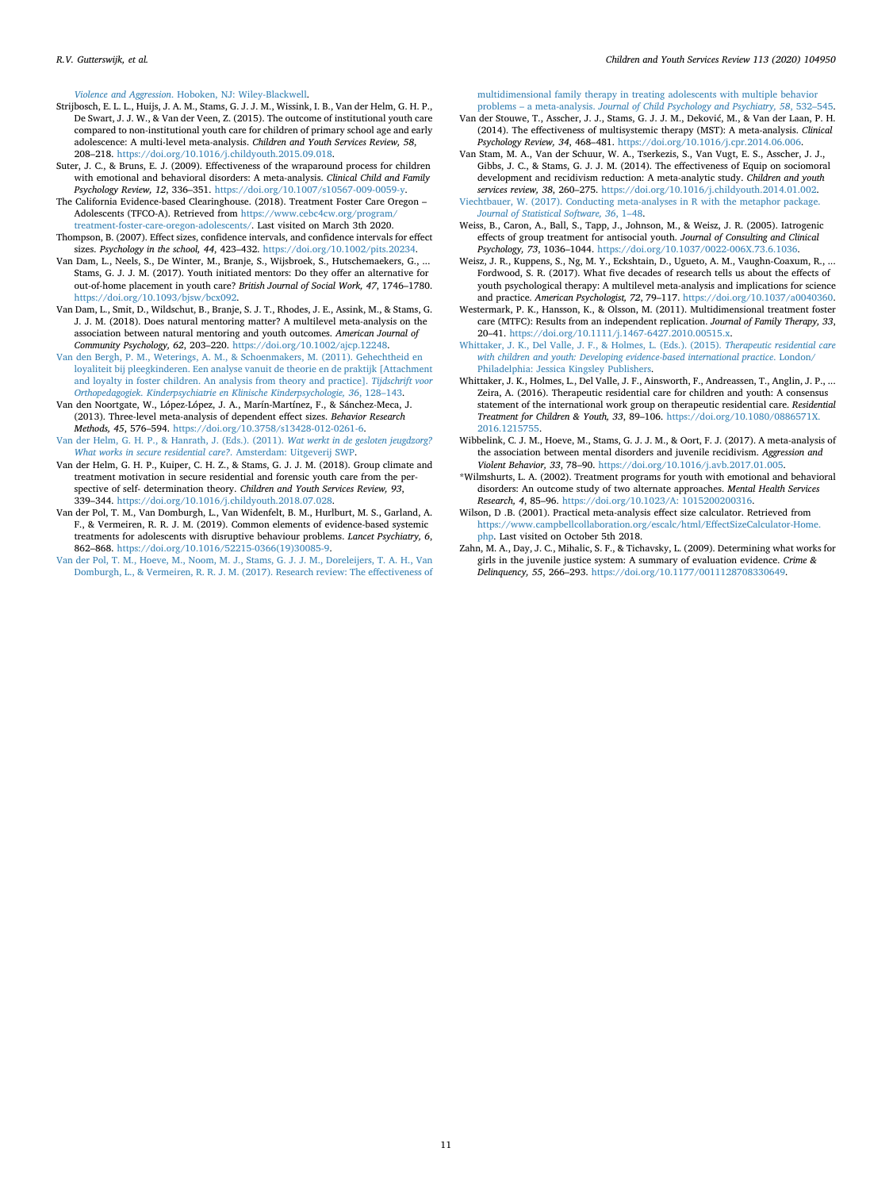*Violence and Aggression*. Hoboken, NJ: Wiley-Blackwell.

Strijbosch, E. L. L., Huijs, J. A. M., Stams, G. J. J. M., Wissink, I. B., Van der Helm, G. H. P., De Swart, J. J. W., & Van der Veen, Z. (2015). The outcome of institutional youth care compared to non-institutional youth care for children of primary school age and early adolescence: A multi-level meta-analysis. *Children and Youth Services Review, 58*, 208–218. https://doi.org/10.1016/j.childyouth.2015.09.018.

Suter, J. C., & Bruns, E. J. (2009). Effectiveness of the wraparound process for children with emotional and behavioral disorders: A meta-analysis. *Clinical Child and Family Psychology Review, 12*, 336–351. https://doi.org/10.1007/s10567-009-0059-y.

The California Evidence-based Clearinghouse. (2018). Treatment Foster Care Oregon – Adolescents (TFCO-A). Retrieved from https://www.cebc4cw.org/program/treatment-foster-care-oregon-adolescents/. Last visited on March 3th 2020.

Thompson, B. (2007). Effect sizes, confidence intervals, and confidence intervals for effect sizes. *Psychology in the school, 44*, 423–432. https://doi.org/10.1002/pits.20234.

Van Dam, L., Neels, S., De Winter, M., Branje, S., Wijsbroek, S., Hutschemaekers, G., … Stams, G. J. J. M. (2017). Youth initiated mentors: Do they offer an alternative for out-of-home placement in youth care? *British Journal of Social Work, 47*, 1746–1780. https://doi.org/10.1093/bjsw/bcx092.

Van Dam, L., Smit, D., Wildschut, B., Branje, S. J. T., Rhodes, J. E., Assink, M., & Stams, G. J. J. M. (2018). Does natural mentoring matter? A multilevel meta-analysis on the association between natural mentoring and youth outcomes. *American Journal of Community Psychology, 62*, 203–220. https://doi.org/10.1002/ajcp.12248.

Van den Bergh, P. M., Weterings, A. M., & Schoenmakers, M. (2011). Gehechtheid en loyaliteit bij pleegkinderen. Een analyse vanuit de theorie en de praktijk [Attachment and loyalty in foster children. An analysis from theory and practice]. *Tijdschrift voor Orthopedagogiek. Kinderpsychiatrie en Klinische Kinderpsychologie, 36*, 128–143.

Van den Noortgate, W., López-López, J. A., Marín-Martínez, F., & Sánchez-Meca, J. (2013). Three-level meta-analysis of dependent effect sizes. *Behavior Research Methods, 45*, 576–594. https://doi.org/10.3758/s13428-012-0261-6.

Van der Helm, G. H. P., & Hanrath, J. (Eds.). (2011). *Wat werkt in de gesloten jeugdzorg? What works in secure residential care?*. Amsterdam: Uitgeverij SWP.

Van der Helm, G. H. P., Kuiper, C. H. Z., & Stams, G. J. J. M. (2018). Group climate and treatment motivation in secure residential and forensic youth care from the perspective of self- determination theory. *Children and Youth Services Review, 93*, 339–344. https://doi.org/10.1016/j.childyouth.2018.07.028.

Van der Pol, T. M., Van Domburgh, L., Van Widenfelt, B. M., Hurlburt, M. S., Garland, A. F., & Vermeiren, R. R. J. M. (2019). Common elements of evidence-based systemic treatments for adolescents with disruptive behaviour problems. *Lancet Psychiatry, 6*, 862–868. https://doi.org/10.1016/52215-0366(19)30085-9.

Van der Pol, T. M., Hoeve, M., Noom, M. J., Stams, G. J. J. M., Doreleijers, T. A. H., Van Domburgh, L., & Vermeiren, R. R. J. M. (2017). Research review: The effectiveness of multidimensional family therapy in treating adolescents with multiple behavior problems – a meta-analysis. *Journal of Child Psychology and Psychiatry, 58*, 532–545.

Van der Stouwe, T., Asscher, J. J., Stams, G. J. J. M., Deković, M., & Van der Laan, P. H. (2014). The effectiveness of multisystemic therapy (MST): A meta-analysis. *Clinical Psychology Review, 34*, 468–481. https://doi.org/10.1016/j.cpr.2014.06.006.

Van Stam, M. A., Van der Schuur, W. A., Tserkezis, S., Van Vugt, E. S., Asscher, J. J., Gibbs, J. C., & Stams, G. J. J. M. (2014). The effectiveness of Equip on sociomoral development and recidivism reduction: A meta-analytic study. *Children and youth services review, 38*, 260–275. https://doi.org/10.1016/j.childyouth.2014.01.002.

Viechtbauer, W. (2017). Conducting meta-analyses in R with the metaphor package. *Journal of Statistical Software, 36*, 1–48.

Weiss, B., Caron, A., Ball, S., Tapp, J., Johnson, M., & Weisz, J. R. (2005). Iatrogenic effects of group treatment for antisocial youth. *Journal of Consulting and Clinical Psychology, 73*, 1036–1044. https://doi.org/10.1037/0022-006X.73.6.1036.

Weisz, J. R., Kuppens, S., Ng, M. Y., Eckshtain, D., Ugueto, A. M., Vaughn-Coaxum, R., … Fordwood, S. R. (2017). What five decades of research tells us about the effects of youth psychological therapy: A multilevel meta-analysis and implications for science and practice. *American Psychologist, 72*, 79–117. https://doi.org/10.1037/a0040360.

Westermark, P. K., Hansson, K., & Olsson, M. (2011). Multidimensional treatment foster care (MTFC): Results from an independent replication. *Journal of Family Therapy, 33*, 20–41. https://doi.org/10.1111/j.1467-6427.2010.00515.x.

Whittaker, J. K., Del Valle, J. F., & Holmes, L. (Eds.). (2015). *Therapeutic residential care with children and youth: Developing evidence-based international practice*. London/Philadelphia: Jessica Kingsley Publishers.

Whittaker, J. K., Holmes, L., Del Valle, J. F., Ainsworth, F., Andreassen, T., Anglin, J. P., … Zeira, A. (2016). Therapeutic residential care for children and youth: A consensus statement of the international work group on therapeutic residential care. *Residential Treatment for Children & Youth, 33*, 89–106. https://doi.org/10.1080/0886571X.2016.1215755.

Wibbelink, C. J. M., Hoeve, M., Stams, G. J. J. M., & Oort, F. J. (2017). A meta-analysis of the association between mental disorders and juvenile recidivism. *Aggression and Violent Behavior, 33*, 78–90. https://doi.org/10.1016/j.avb.2017.01.005.

*Wilmshurts, L. A. (2002). Treatment programs for youth with emotional and behavioral disorders: An outcome study of two alternate approaches. *Mental Health Services Research, 4*, 85–96. https://doi.org/10.1023/A: 1015200200316.

Wilson, D .B. (2001). Practical meta-analysis effect size calculator. Retrieved from https://www.campbellcollaboration.org/escalc/html/EffectSizeCalculator-Home.php. Last visited on October 5th 2018.

Zahn, M. A., Day, J. C., Mihalic, S. F., & Tichavsky, L. (2009). Determining what works for girls in the juvenile justice system: A summary of evaluation evidence. *Crime & Delinquency, 55*, 266–293. https://doi.org/10.1177/0011128708330649.